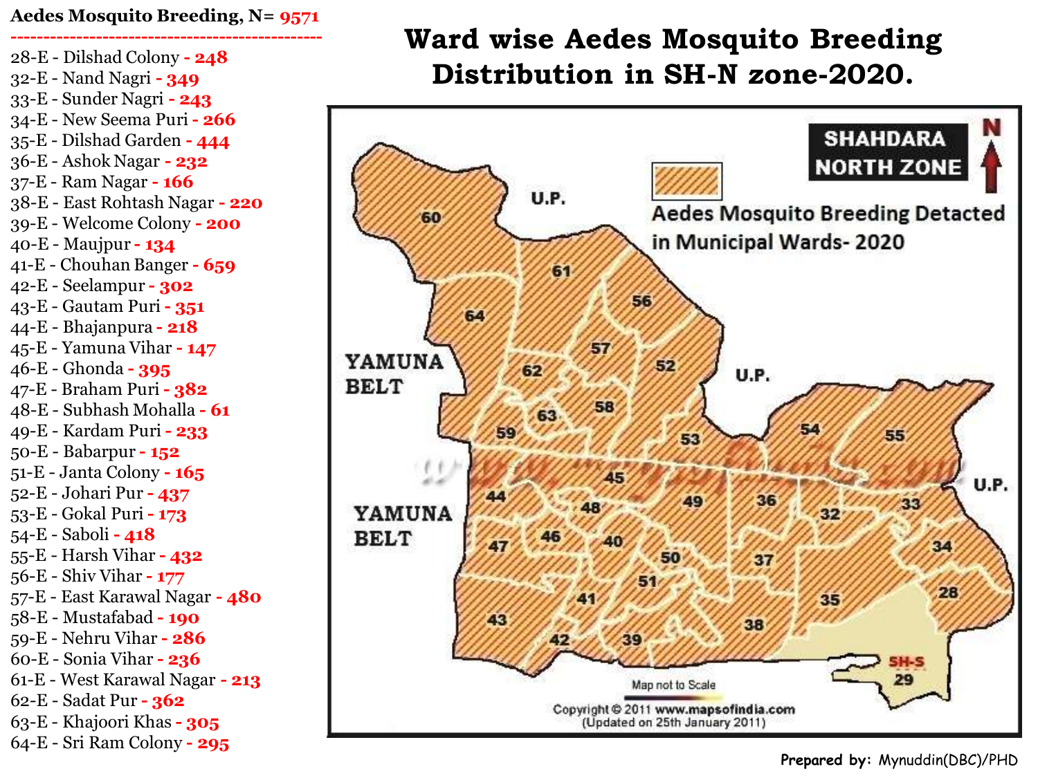# Ward wise Aedes Mosquito Breeding Distribution in SH-N zone-2020.

**Aedes Mosquito Breeding, N= 9571**

- 28-E - Dilshad Colony - 248
- 32-E - Nand Nagri - 349
- 33-E - Sunder Nagri - 243
- 34-E - New Seema Puri - 266
- 35-E - Dilshad Garden - 444
- 36-E - Ashok Nagar - 232
- 37-E - Ram Nagar - 166
- 38-E - East Rohtash Nagar - 220
- 39-E - Welcome Colony - 200
- 40-E - Maujpur - 134
- 41-E - Chouhan Banger - 659
- 42-E - Seelampur - 302
- 43-E - Gautam Puri - 351
- 44-E - Bhajanpura - 218
- 45-E - Yamuna Vihar - 147
- 46-E - Ghonda - 395
- 47-E - Braham Puri - 382
- 48-E - Subhash Mohalla - 61
- 49-E - Kardam Puri - 233
- 50-E - Babarpur - 152
- 51-E - Janta Colony - 165
- 52-E - Johari Pur - 437
- 53-E - Gokal Puri - 173
- 54-E - Saboli - 418
- 55-E - Harsh Vihar - 432
- 56-E - Shiv Vihar - 177
- 57-E - East Karawal Nagar - 480
- 58-E - Mustafabad - 190
- 59-E - Nehru Vihar - 286
- 60-E - Sonia Vihar - 236
- 61-E - West Karawal Nagar - 213
- 62-E - Sadat Pur - 362
- 63-E - Khajoori Khas - 305
- 64-E - Sri Ram Colony - 295

**SHAHDARA NORTH ZONE**

Aedes Mosquito Breeding Detected in Municipal Wards- 2020

Map not to Scale

Copyright © 2011 www.mapsofindia.com (Updated on 25th January 2011)

**Prepared by:** Mynuddin(DBC)/PHD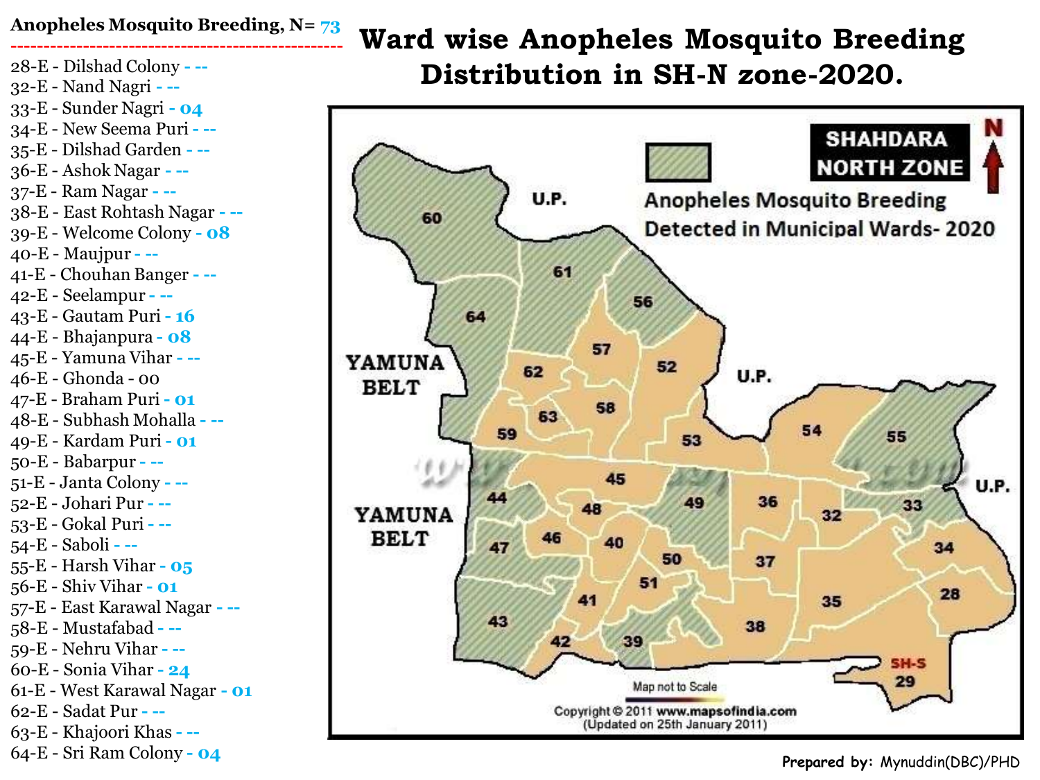# Ward wise Anopheles Mosquito Breeding Distribution in SH-N zone-2020.

**Anopheles Mosquito Breeding, N= 73**

- 28-E - Dilshad Colony - --
- 32-E - Nand Nagri - --
- 33-E - Sunder Nagri - 04
- 34-E - New Seema Puri - --
- 35-E - Dilshad Garden - --
- 36-E - Ashok Nagar - --
- 37-E - Ram Nagar - --
- 38-E - East Rohtash Nagar - --
- 39-E - Welcome Colony - 08
- 40-E - Maujpur - --
- 41-E - Chouhan Banger - --
- 42-E - Seelampur - --
- 43-E - Gautam Puri - 16
- 44-E - Bhajanpura - 08
- 45-E - Yamuna Vihar - --
- 46-E - Ghonda - 00
- 47-E - Braham Puri - 01
- 48-E - Subhash Mohalla - --
- 49-E - Kardam Puri - 01
- 50-E - Babarpur - --
- 51-E - Janta Colony - --
- 52-E - Johari Pur - --
- 53-E - Gokal Puri - --
- 54-E - Saboli - --
- 55-E - Harsh Vihar - 05
- 56-E - Shiv Vihar - 01
- 57-E - East Karawal Nagar - --
- 58-E - Mustafabad - --
- 59-E - Nehru Vihar - --
- 60-E - Sonia Vihar - 24
- 61-E - West Karawal Nagar - 01
- 62-E - Sadat Pur - --
- 63-E - Khajoori Khas - --
- 64-E - Sri Ram Colony - 04

SHAHDARA NORTH ZONE

Anopheles Mosquito Breeding Detected in Municipal Wards- 2020

Map not to Scale

Copyright © 2011 www.mapsofindia.com (Updated on 25th January 2011)

**Prepared by:** Mynuddin(DBC)/PHD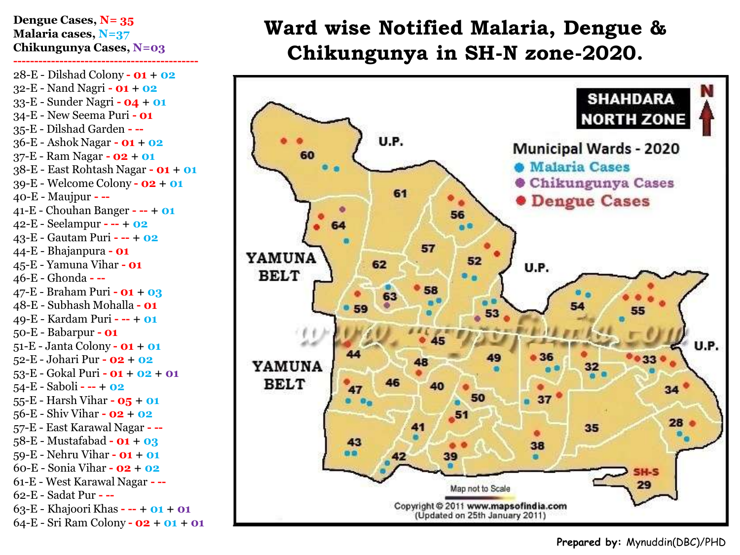# Ward wise Notified Malaria, Dengue & Chikungunya in SH-N zone-2020.

**Dengue Cases, N= 35**
**Malaria cases, N=37**
**Chikungunya Cases, N=03**

---

28-E - Dilshad Colony - 01 + 02
32-E - Nand Nagri - 01 + 02
33-E - Sunder Nagri - 04 + 01
34-E - New Seema Puri - 01
35-E - Dilshad Garden - --
36-E - Ashok Nagar - 01 + 02
37-E - Ram Nagar - 02 + 01
38-E - East Rohtash Nagar - 01 + 01
39-E - Welcome Colony - 02 + 01
40-E - Maujpur - --
41-E - Chouhan Banger - -- + 01
42-E - Seelampur - -- + 02
43-E - Gautam Puri - -- + 02
44-E - Bhajanpura - 01
45-E - Yamuna Vihar - 01
46-E - Ghonda - --
47-E - Braham Puri - 01 + 03
48-E - Subhash Mohalla - 01
49-E - Kardam Puri - -- + 01
50-E - Babarpur - 01
51-E - Janta Colony - 01 + 01
52-E - Johari Pur - 02 + 02
53-E - Gokal Puri - 01 + 02 + 01
54-E - Saboli - -- + 02
55-E - Harsh Vihar - 05 + 01
56-E - Shiv Vihar - 02 + 02
57-E - East Karawal Nagar - --
58-E - Mustafabad - 01 + 03
59-E - Nehru Vihar - 01 + 01
60-E - Sonia Vihar - 02 + 02
61-E - West Karawal Nagar - --
62-E - Sadat Pur - --
63-E - Khajoori Khas - -- + 01 + 01
64-E - Sri Ram Colony - 02 + 01 + 01

SHAHDARA NORTH ZONE

Municipal Wards - 2020

- Malaria Cases
- Chikungunya Cases
- Dengue Cases

Map not to Scale

Copyright © 2011 www.mapsofindia.com (Updated on 25th January 2011)

**Prepared by:** Mynuddin(DBC)/PHD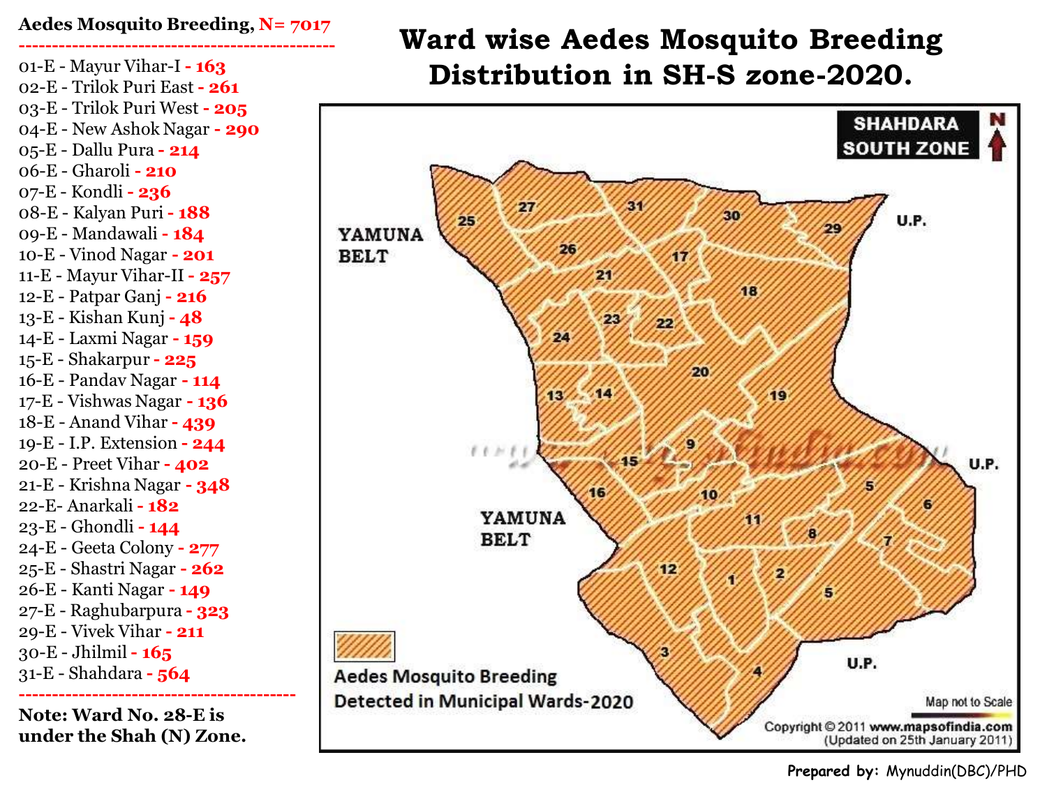# Ward wise Aedes Mosquito Breeding Distribution in SH-S zone-2020.

**Aedes Mosquito Breeding, N= 7017**

- 01-E - Mayur Vihar-I - **163**
- 02-E - Trilok Puri East - **261**
- 03-E - Trilok Puri West - **205**
- 04-E - New Ashok Nagar - **290**
- 05-E - Dallu Pura - **214**
- 06-E - Gharoli - **210**
- 07-E - Kondli - **236**
- 08-E - Kalyan Puri - **188**
- 09-E - Mandawali - **184**
- 10-E - Vinod Nagar - **201**
- 11-E - Mayur Vihar-II - **257**
- 12-E - Patpar Ganj - **216**
- 13-E - Kishan Kunj - **48**
- 14-E - Laxmi Nagar - **159**
- 15-E - Shakarpur - **225**
- 16-E - Pandav Nagar - **114**
- 17-E - Vishwas Nagar - **136**
- 18-E - Anand Vihar - **439**
- 19-E - I.P. Extension - **244**
- 20-E - Preet Vihar - **402**
- 21-E - Krishna Nagar - **348**
- 22-E- Anarkali - **182**
- 23-E - Ghondli - **144**
- 24-E - Geeta Colony - **277**
- 25-E - Shastri Nagar - **262**
- 26-E - Kanti Nagar - **149**
- 27-E - Raghubarpura - **323**
- 29-E - Vivek Vihar - **211**
- 30-E - Jhilmil - **165**
- 31-E - Shahdara - **564**

**Note: Ward No. 28-E is under the Shah (N) Zone.**

SHAHDARA SOUTH ZONE

YAMUNA BELT

U.P.

Aedes Mosquito Breeding Detected in Municipal Wards-2020

Map not to Scale

Copyright © 2011 www.mapsofindia.com (Updated on 25th January 2011)

**Prepared by:** Mynuddin(DBC)/PHD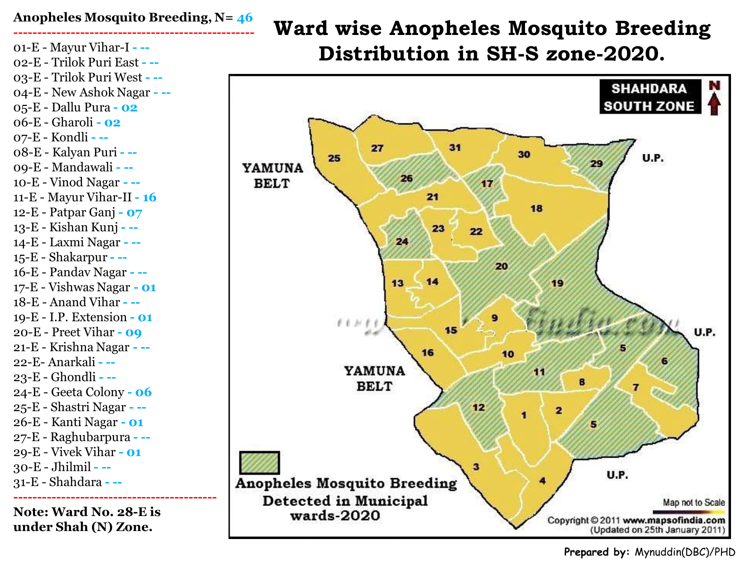# Ward wise Anopheles Mosquito Breeding Distribution in SH-S zone-2020.

**Anopheles Mosquito Breeding, N= 46**

- 01-E - Mayur Vihar-I - --
- 02-E - Trilok Puri East - --
- 03-E - Trilok Puri West - --
- 04-E - New Ashok Nagar - --
- 05-E - Dallu Pura - 02
- 06-E - Gharoli - 02
- 07-E - Kondli - --
- 08-E - Kalyan Puri - --
- 09-E - Mandawali - --
- 10-E - Vinod Nagar - --
- 11-E - Mayur Vihar-II - 16
- 12-E - Patpar Ganj - 07
- 13-E - Kishan Kunj - --
- 14-E - Laxmi Nagar - --
- 15-E - Shakarpur - --
- 16-E - Pandav Nagar - --
- 17-E - Vishwas Nagar - 01
- 18-E - Anand Vihar - --
- 19-E - I.P. Extension - 01
- 20-E - Preet Vihar - 09
- 21-E - Krishna Nagar - --
- 22-E- Anarkali - --
- 23-E - Ghondli - --
- 24-E - Geeta Colony - 06
- 25-E - Shastri Nagar - --
- 26-E - Kanti Nagar - 01
- 27-E - Raghubarpura - --
- 29-E - Vivek Vihar - 01
- 30-E - Jhilmil - --
- 31-E - Shahdara - --

**Note: Ward No. 28-E is under Shah (N) Zone.**

SHAHDARA SOUTH ZONE

Anopheles Mosquito Breeding Detected in Municipal wards-2020

Map not to Scale

Copyright © 2011 www.mapsofindia.com (Updated on 25th January 2011)

**Prepared by:** Mynuddin(DBC)/PHD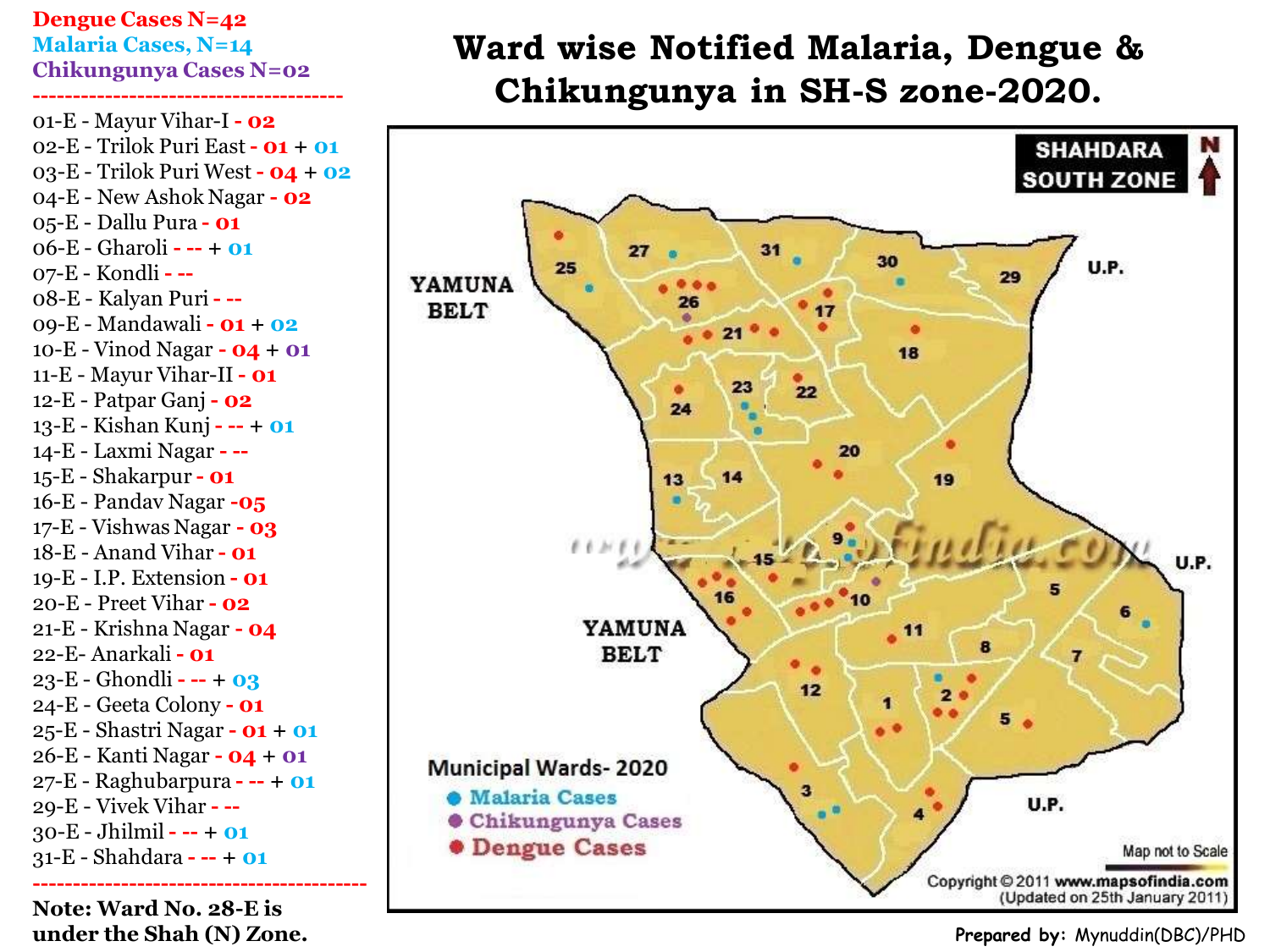# Ward wise Notified Malaria, Dengue & Chikungunya in SH-S zone-2020.

**Dengue Cases N=42**
**Malaria Cases, N=14**
**Chikungunya Cases N=02**

---

01-E - Mayur Vihar-I - 02
02-E - Trilok Puri East - 01 + 01
03-E - Trilok Puri West - 04 + 02
04-E - New Ashok Nagar - 02
05-E - Dallu Pura - 01
06-E - Gharoli - -- + 01
07-E - Kondli - --
08-E - Kalyan Puri - --
09-E - Mandawali - 01 + 02
10-E - Vinod Nagar - 04 + 01
11-E - Mayur Vihar-II - 01
12-E - Patpar Ganj - 02
13-E - Kishan Kunj - -- + 01
14-E - Laxmi Nagar - --
15-E - Shakarpur - 01
16-E - Pandav Nagar -05
17-E - Vishwas Nagar - 03
18-E - Anand Vihar - 01
19-E - I.P. Extension - 01
20-E - Preet Vihar - 02
21-E - Krishna Nagar - 04
22-E- Anarkali - 01
23-E - Ghondli - -- + 03
24-E - Geeta Colony - 01
25-E - Shastri Nagar - 01 + 01
26-E - Kanti Nagar - 04 + 01
27-E - Raghubarpura - -- + 01
29-E - Vivek Vihar - --
30-E - Jhilmil - -- + 01
31-E - Shahdara - -- + 01

---

**Note: Ward No. 28-E is under the Shah (N) Zone.**

SHAHDARA SOUTH ZONE

N

YAMUNA BELT

U.P.

Municipal Wards- 2020

Malaria Cases

Chikungunya Cases

Dengue Cases

Map not to Scale

Copyright © 2011 www.mapsofindia.com (Updated on 25th January 2011)

Prepared by: Mynuddin(DBC)/PHD